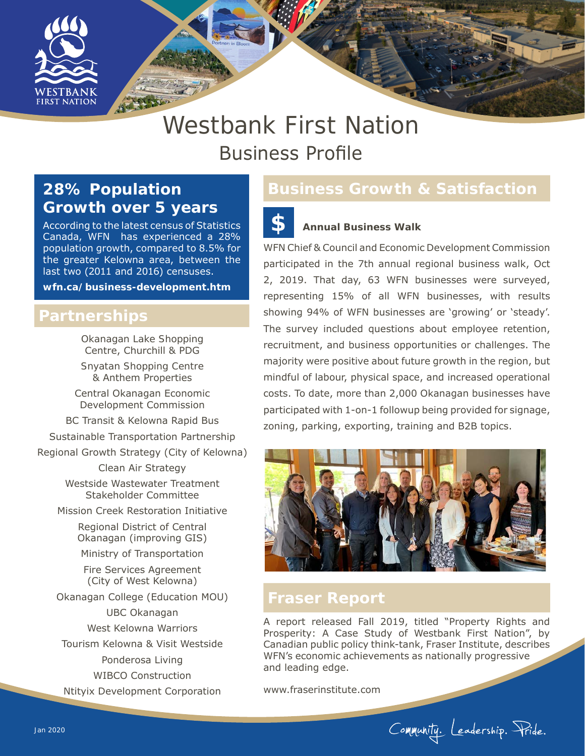# Westbank First Nation

## Business Profile

## 28% Population Growth over 5 years

According to the latest census of Statistics Canada, WFN has experienced a 28% population growth, compared to 8.5% for the greater Kelowna area, between the last two (2011 and 2016) censuses.

**wfn.ca/business-development.htm**

## Partnerships

Okanagan Lake Shopping Centre, Churchill & PDG

Snyatan Shopping Centre & Anthem Properties

Central Okanagan Economic Development Commission

BC Transit & Kelowna Rapid Bus

Sustainable Transportation Partnership

Regional Growth Strategy (City of Kelowna)

Clean Air Strategy

Westside Wastewater Treatment Stakeholder Committee

Mission Creek Restoration Initiative

Regional District of Central Okanagan (improving GIS)

Ministry of Transportation

Fire Services Agreement (City of West Kelowna)

Okanagan College (Education MOU)

UBC Okanagan

West Kelowna Warriors

Tourism Kelowna & Visit Westside

Ponderosa Living

WIBCO Construction

Ntityix Development Corporation

## Business Growth & Satisfaction

### Annual Business Walk

WFN Chief & Council and Economic Development Commission participated in the 7th annual regional business walk, Oct 2, 2019. That day, 63 WFN businesses were surveyed, representing 15% of all WFN businesses, with results showing 94% of WFN businesses are 'growing' or 'steady'. The survey included questions about employee retention, recruitment, and business opportunities or challenges. The majority were positive about future growth in the region, but mindful of labour, physical space, and increased operational costs. To date, more than 2,000 Okanagan businesses have participated with 1-on-1 followup being provided for signage, zoning, parking, exporting, training and B2B topics.

## Fraser Report

A report released Fall 2019, titled "Property Rights and Prosperity: A Case Study of Westbank First Nation", by Canadian public policy think-tank, Fraser Institute, describes WFN's economic achievements as nationally progressive and leading edge.

www.fraserinstitute.com

Jan 2020

Community. Leadership. Pride.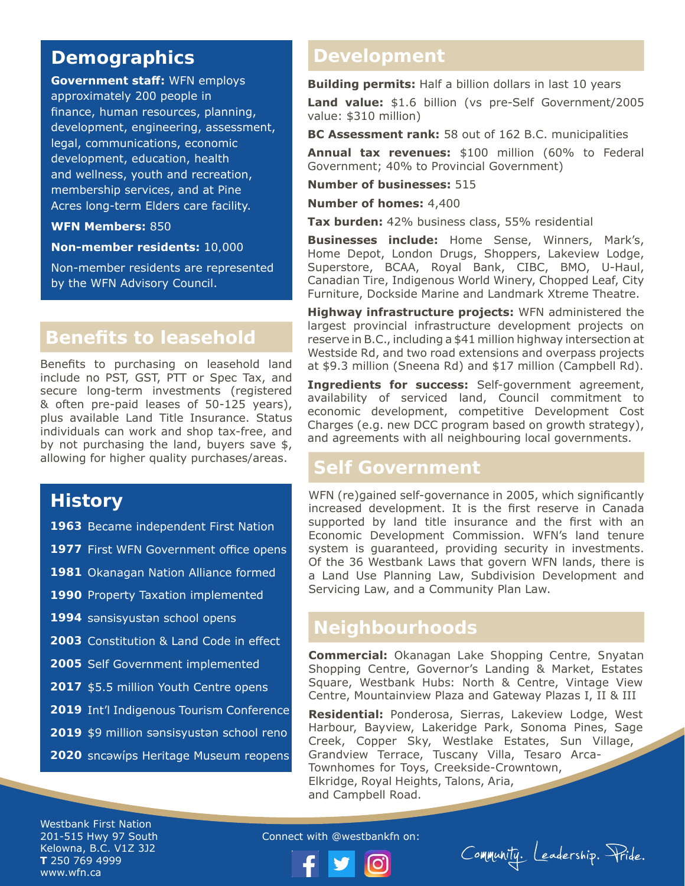## Demographics

**Government staff:** WFN employs approximately 200 people in finance, human resources, planning, development, engineering, assessment, legal, communications, economic development, education, health and wellness, youth and recreation, membership services, and at Pine Acres long-term Elders care facility.

**WFN Members:** 850

**Non-member residents:** 10,000

Non-member residents are represented by the WFN Advisory Council.

## Benefits to leasehold

Benefits to purchasing on leasehold land include no PST, GST, PTT or Spec Tax, and secure long-term investments (registered & often pre-paid leases of 50-125 years), plus available Land Title Insurance. Status individuals can work and shop tax-free, and by not purchasing the land, buyers save $, allowing for higher quality purchases/areas.

## History

**1963** Became independent First Nation

**1977** First WFN Government office opens

**1981** Okanagan Nation Alliance formed

**1990** Property Taxation implemented

**1994** sənsisyustən school opens

**2003** Constitution & Land Code in effect

**2005** Self Government implemented

**2017** $5.5 million Youth Centre opens

**2019** Int'l Indigenous Tourism Conference

**2019** $9 million sənsisyustən school reno

**2020** sncəwíps Heritage Museum reopens

## Development

**Building permits:** Half a billion dollars in last 10 years

**Land value:** $1.6 billion (vs pre-Self Government/2005 value: $310 million)

**BC Assessment rank:** 58 out of 162 B.C. municipalities

**Annual tax revenues:** $100 million (60% to Federal Government; 40% to Provincial Government)

**Number of businesses:** 515

**Number of homes:** 4,400

**Tax burden:** 42% business class, 55% residential

**Businesses include:** Home Sense, Winners, Mark's, Home Depot, London Drugs, Shoppers, Lakeview Lodge, Superstore, BCAA, Royal Bank, CIBC, BMO, U-Haul, Canadian Tire, Indigenous World Winery, Chopped Leaf, City Furniture, Dockside Marine and Landmark Xtreme Theatre.

**Highway infrastructure projects:** WFN administered the largest provincial infrastructure development projects on reserve in B.C., including a $41 million highway intersection at Westside Rd, and two road extensions and overpass projects at $9.3 million (Sneena Rd) and $17 million (Campbell Rd).

**Ingredients for success:** Self-government agreement, availability of serviced land, Council commitment to economic development, competitive Development Cost Charges (e.g. new DCC program based on growth strategy), and agreements with all neighbouring local governments.

## Self Government

WFN (re)gained self-governance in 2005, which significantly increased development. It is the first reserve in Canada supported by land title insurance and the first with an Economic Development Commission. WFN's land tenure system is guaranteed, providing security in investments. Of the 36 Westbank Laws that govern WFN lands, there is a Land Use Planning Law, Subdivision Development and Servicing Law, and a Community Plan Law.

## Neighbourhoods

**Commercial:** Okanagan Lake Shopping Centre, Snyatan Shopping Centre, Governor's Landing & Market, Estates Square, Westbank Hubs: North & Centre, Vintage View Centre, Mountainview Plaza and Gateway Plazas I, II & III

**Residential:** Ponderosa, Sierras, Lakeview Lodge, West Harbour, Bayview, Lakeridge Park, Sonoma Pines, Sage Creek, Copper Sky, Westlake Estates, Sun Village, Grandview Terrace, Tuscany Villa, Tesaro Arca-Townhomes for Toys, Creekside-Crowntown, Elkridge, Royal Heights, Talons, Aria, and Campbell Road.

Westbank First Nation
201-515 Hwy 97 South
Kelowna, B.C. V1Z 3J2
**T** 250 769 4999
www.wfn.ca

Connect with @westbankfn on:

Community. Leadership. Pride.